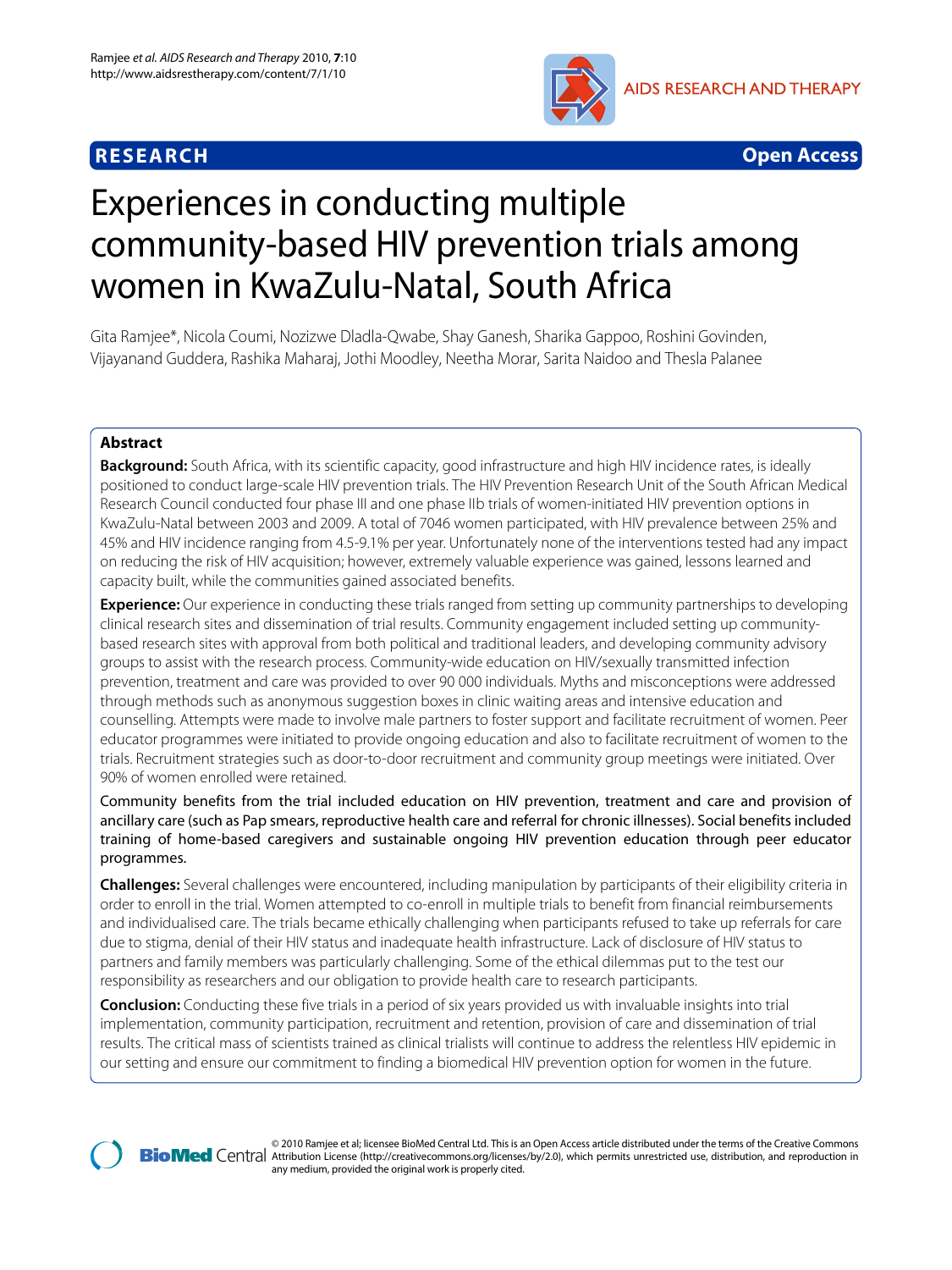**RESEARCH** **Open Access**

# Experiences in conducting multiple community-based HIV prevention trials among women in KwaZulu-Natal, South Africa

Gita Ramjee*, Nicola Coumi, Nozizwe Dladla-Qwabe, Shay Ganesh, Sharika Gappoo, Roshini Govinden, Vijayanand Guddera, Rashika Maharaj, Jothi Moodley, Neetha Morar, Sarita Naidoo and Thesla Palanee

## Abstract

**Background:** South Africa, with its scientific capacity, good infrastructure and high HIV incidence rates, is ideally positioned to conduct large-scale HIV prevention trials. The HIV Prevention Research Unit of the South African Medical Research Council conducted four phase III and one phase IIb trials of women-initiated HIV prevention options in KwaZulu-Natal between 2003 and 2009. A total of 7046 women participated, with HIV prevalence between 25% and 45% and HIV incidence ranging from 4.5-9.1% per year. Unfortunately none of the interventions tested had any impact on reducing the risk of HIV acquisition; however, extremely valuable experience was gained, lessons learned and capacity built, while the communities gained associated benefits.

**Experience:** Our experience in conducting these trials ranged from setting up community partnerships to developing clinical research sites and dissemination of trial results. Community engagement included setting up community-based research sites with approval from both political and traditional leaders, and developing community advisory groups to assist with the research process. Community-wide education on HIV/sexually transmitted infection prevention, treatment and care was provided to over 90 000 individuals. Myths and misconceptions were addressed through methods such as anonymous suggestion boxes in clinic waiting areas and intensive education and counselling. Attempts were made to involve male partners to foster support and facilitate recruitment of women. Peer educator programmes were initiated to provide ongoing education and also to facilitate recruitment of women to the trials. Recruitment strategies such as door-to-door recruitment and community group meetings were initiated. Over 90% of women enrolled were retained.

Community benefits from the trial included education on HIV prevention, treatment and care and provision of ancillary care (such as Pap smears, reproductive health care and referral for chronic illnesses). Social benefits included training of home-based caregivers and sustainable ongoing HIV prevention education through peer educator programmes.

**Challenges:** Several challenges were encountered, including manipulation by participants of their eligibility criteria in order to enroll in the trial. Women attempted to co-enroll in multiple trials to benefit from financial reimbursements and individualised care. The trials became ethically challenging when participants refused to take up referrals for care due to stigma, denial of their HIV status and inadequate health infrastructure. Lack of disclosure of HIV status to partners and family members was particularly challenging. Some of the ethical dilemmas put to the test our responsibility as researchers and our obligation to provide health care to research participants.

**Conclusion:** Conducting these five trials in a period of six years provided us with invaluable insights into trial implementation, community participation, recruitment and retention, provision of care and dissemination of trial results. The critical mass of scientists trained as clinical trialists will continue to address the relentless HIV epidemic in our setting and ensure our commitment to finding a biomedical HIV prevention option for women in the future.

© 2010 Ramjee et al; licensee BioMed Central Ltd. This is an Open Access article distributed under the terms of the Creative Commons Attribution License (http://creativecommons.org/licenses/by/2.0), which permits unrestricted use, distribution, and reproduction in any medium, provided the original work is properly cited.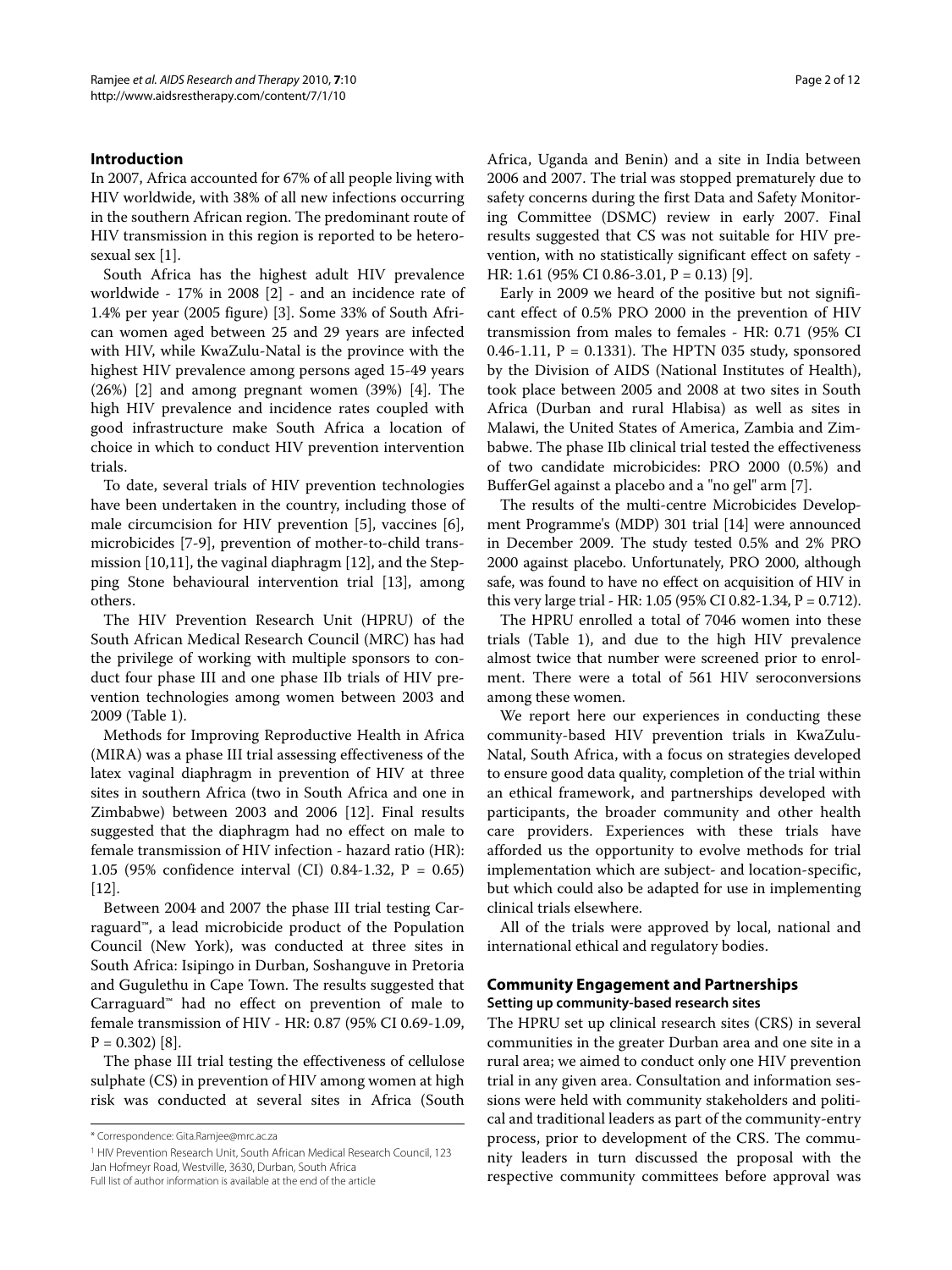## Introduction

In 2007, Africa accounted for 67% of all people living with HIV worldwide, with 38% of all new infections occurring in the southern African region. The predominant route of HIV transmission in this region is reported to be heterosexual sex [1].

South Africa has the highest adult HIV prevalence worldwide - 17% in 2008 [2] - and an incidence rate of 1.4% per year (2005 figure) [3]. Some 33% of South African women aged between 25 and 29 years are infected with HIV, while KwaZulu-Natal is the province with the highest HIV prevalence among persons aged 15-49 years (26%) [2] and among pregnant women (39%) [4]. The high HIV prevalence and incidence rates coupled with good infrastructure make South Africa a location of choice in which to conduct HIV prevention intervention trials.

To date, several trials of HIV prevention technologies have been undertaken in the country, including those of male circumcision for HIV prevention [5], vaccines [6], microbicides [7-9], prevention of mother-to-child transmission [10,11], the vaginal diaphragm [12], and the Stepping Stone behavioural intervention trial [13], among others.

The HIV Prevention Research Unit (HPRU) of the South African Medical Research Council (MRC) has had the privilege of working with multiple sponsors to conduct four phase III and one phase IIb trials of HIV prevention technologies among women between 2003 and 2009 (Table 1).

Methods for Improving Reproductive Health in Africa (MIRA) was a phase III trial assessing effectiveness of the latex vaginal diaphragm in prevention of HIV at three sites in southern Africa (two in South Africa and one in Zimbabwe) between 2003 and 2006 [12]. Final results suggested that the diaphragm had no effect on male to female transmission of HIV infection - hazard ratio (HR): 1.05 (95% confidence interval (CI) 0.84-1.32, P = 0.65) [12].

Between 2004 and 2007 the phase III trial testing Carraguard™, a lead microbicide product of the Population Council (New York), was conducted at three sites in South Africa: Isipingo in Durban, Soshanguve in Pretoria and Gugulethu in Cape Town. The results suggested that Carraguard™ had no effect on prevention of male to female transmission of HIV - HR: 0.87 (95% CI 0.69-1.09, P = 0.302) [8].

The phase III trial testing the effectiveness of cellulose sulphate (CS) in prevention of HIV among women at high risk was conducted at several sites in Africa (South Africa, Uganda and Benin) and a site in India between 2006 and 2007. The trial was stopped prematurely due to safety concerns during the first Data and Safety Monitoring Committee (DSMC) review in early 2007. Final results suggested that CS was not suitable for HIV prevention, with no statistically significant effect on safety - HR: 1.61 (95% CI 0.86-3.01, P = 0.13) [9].

Early in 2009 we heard of the positive but not significant effect of 0.5% PRO 2000 in the prevention of HIV transmission from males to females - HR: 0.71 (95% CI 0.46-1.11, P = 0.1331). The HPTN 035 study, sponsored by the Division of AIDS (National Institutes of Health), took place between 2005 and 2008 at two sites in South Africa (Durban and rural Hlabisa) as well as sites in Malawi, the United States of America, Zambia and Zimbabwe. The phase IIb clinical trial tested the effectiveness of two candidate microbicides: PRO 2000 (0.5%) and BufferGel against a placebo and a "no gel" arm [7].

The results of the multi-centre Microbicides Development Programme's (MDP) 301 trial [14] were announced in December 2009. The study tested 0.5% and 2% PRO 2000 against placebo. Unfortunately, PRO 2000, although safe, was found to have no effect on acquisition of HIV in this very large trial - HR: 1.05 (95% CI 0.82-1.34, P = 0.712).

The HPRU enrolled a total of 7046 women into these trials (Table 1), and due to the high HIV prevalence almost twice that number were screened prior to enrolment. There were a total of 561 HIV seroconversions among these women.

We report here our experiences in conducting these community-based HIV prevention trials in KwaZulu-Natal, South Africa, with a focus on strategies developed to ensure good data quality, completion of the trial within an ethical framework, and partnerships developed with participants, the broader community and other health care providers. Experiences with these trials have afforded us the opportunity to evolve methods for trial implementation which are subject- and location-specific, but which could also be adapted for use in implementing clinical trials elsewhere.

All of the trials were approved by local, national and international ethical and regulatory bodies.

## Community Engagement and Partnerships

### Setting up community-based research sites

The HPRU set up clinical research sites (CRS) in several communities in the greater Durban area and one site in a rural area; we aimed to conduct only one HIV prevention trial in any given area. Consultation and information sessions were held with community stakeholders and political and traditional leaders as part of the community-entry process, prior to development of the CRS. The community leaders in turn discussed the proposal with the respective community committees before approval was

\* Correspondence: Gita.Ramjee@mrc.ac.za

[1] HIV Prevention Research Unit, South African Medical Research Council, 123 Jan Hofmeyr Road, Westville, 3630, Durban, South Africa

Full list of author information is available at the end of the article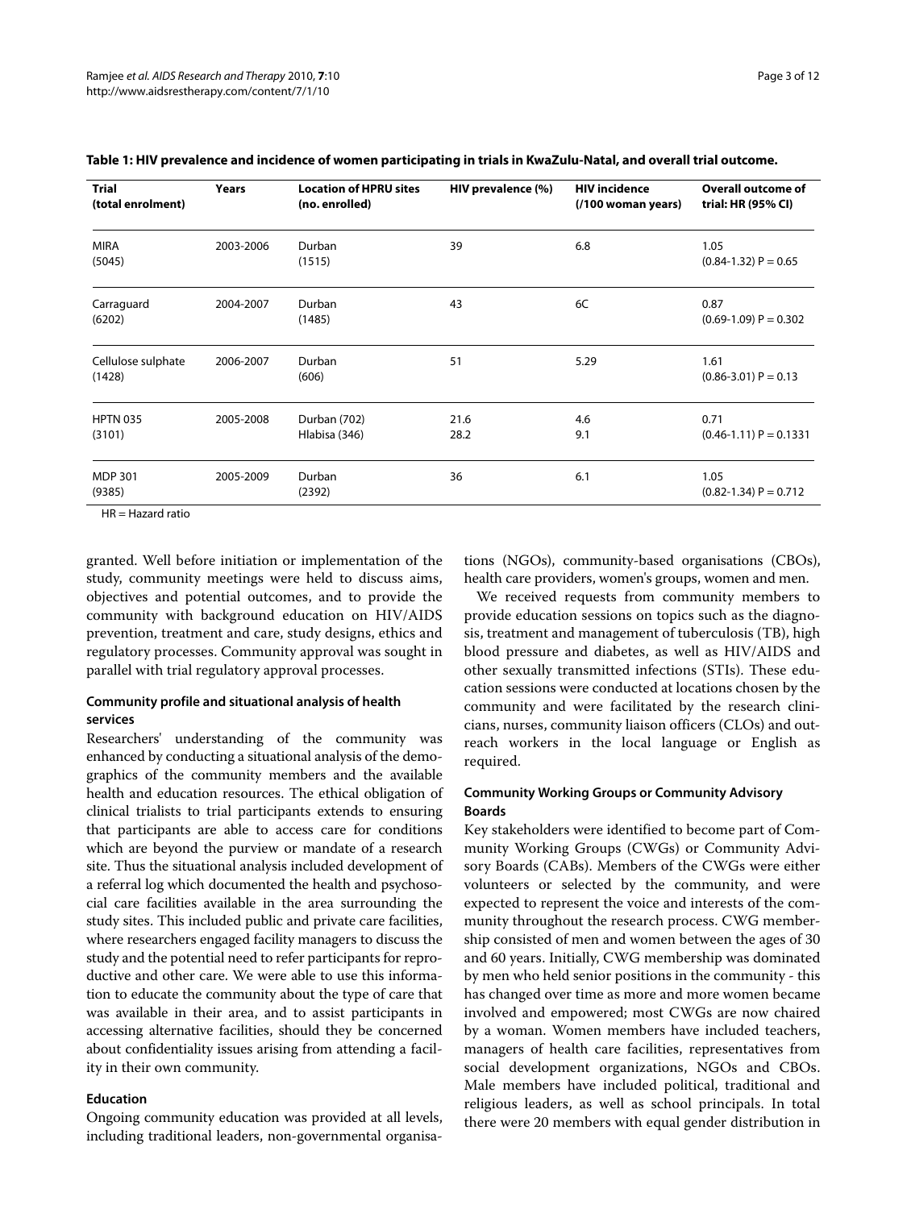**Table 1: HIV prevalence and incidence of women participating in trials in KwaZulu-Natal, and overall trial outcome.**

| Trial (total enrolment) | Years | Location of HPRU sites (no. enrolled) | HIV prevalence (%) | HIV incidence (/100 woman years) | Overall outcome of trial: HR (95% CI) |
|---|---|---|---|---|---|
| MIRA (5045) | 2003-2006 | Durban (1515) | 39 | 6.8 | 1.05 (0.84-1.32) P = 0.65 |
| Carraguard (6202) | 2004-2007 | Durban (1485) | 43 | 6C | 0.87 (0.69-1.09) P = 0.302 |
| Cellulose sulphate (1428) | 2006-2007 | Durban (606) | 51 | 5.29 | 1.61 (0.86-3.01) P = 0.13 |
| HPTN 035 (3101) | 2005-2008 | Durban (702) Hlabisa (346) | 21.6 28.2 | 4.6 9.1 | 0.71 (0.46-1.11) P = 0.1331 |
| MDP 301 (9385) | 2005-2009 | Durban (2392) | 36 | 6.1 | 1.05 (0.82-1.34) P = 0.712 |

HR = Hazard ratio

granted. Well before initiation or implementation of the study, community meetings were held to discuss aims, objectives and potential outcomes, and to provide the community with background education on HIV/AIDS prevention, treatment and care, study designs, ethics and regulatory processes. Community approval was sought in parallel with trial regulatory approval processes.

### Community profile and situational analysis of health services

Researchers' understanding of the community was enhanced by conducting a situational analysis of the demographics of the community members and the available health and education resources. The ethical obligation of clinical trialists to trial participants extends to ensuring that participants are able to access care for conditions which are beyond the purview or mandate of a research site. Thus the situational analysis included development of a referral log which documented the health and psychosocial care facilities available in the area surrounding the study sites. This included public and private care facilities, where researchers engaged facility managers to discuss the study and the potential need to refer participants for reproductive and other care. We were able to use this information to educate the community about the type of care that was available in their area, and to assist participants in accessing alternative facilities, should they be concerned about confidentiality issues arising from attending a facility in their own community.

### Education

Ongoing community education was provided at all levels, including traditional leaders, non-governmental organisations (NGOs), community-based organisations (CBOs), health care providers, women's groups, women and men.

We received requests from community members to provide education sessions on topics such as the diagnosis, treatment and management of tuberculosis (TB), high blood pressure and diabetes, as well as HIV/AIDS and other sexually transmitted infections (STIs). These education sessions were conducted at locations chosen by the community and were facilitated by the research clinicians, nurses, community liaison officers (CLOs) and outreach workers in the local language or English as required.

### Community Working Groups or Community Advisory Boards

Key stakeholders were identified to become part of Community Working Groups (CWGs) or Community Advisory Boards (CABs). Members of the CWGs were either volunteers or selected by the community, and were expected to represent the voice and interests of the community throughout the research process. CWG membership consisted of men and women between the ages of 30 and 60 years. Initially, CWG membership was dominated by men who held senior positions in the community - this has changed over time as more and more women became involved and empowered; most CWGs are now chaired by a woman. Women members have included teachers, managers of health care facilities, representatives from social development organizations, NGOs and CBOs. Male members have included political, traditional and religious leaders, as well as school principals. In total there were 20 members with equal gender distribution in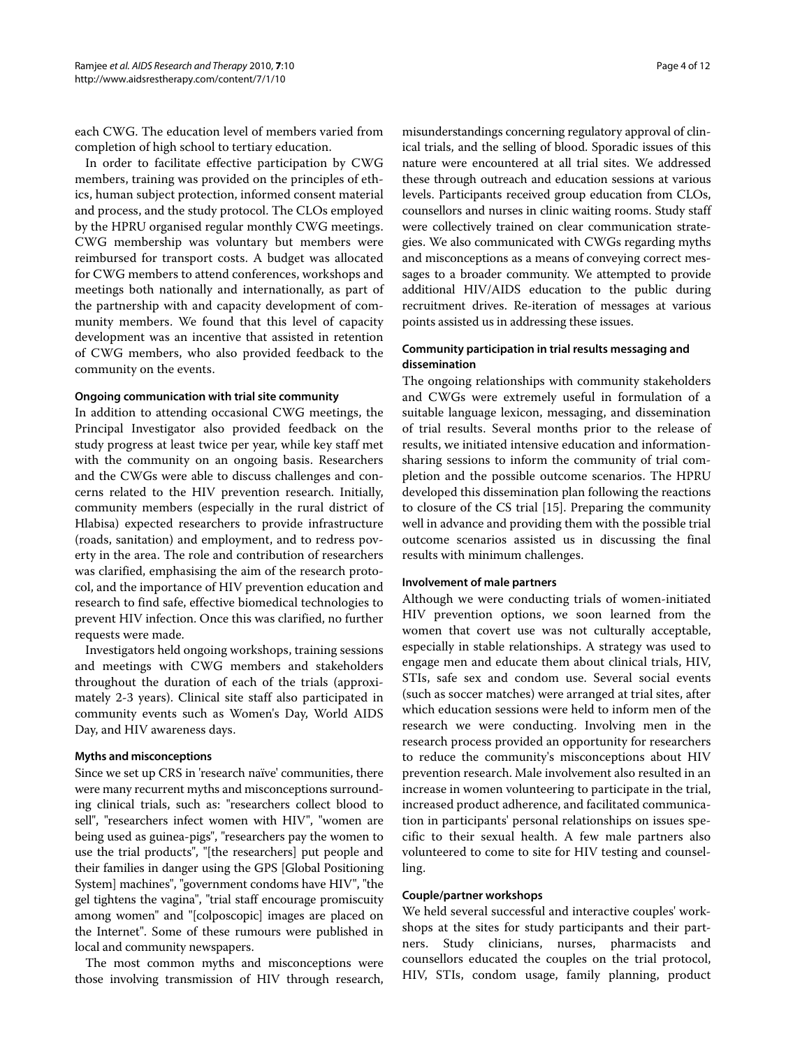each CWG. The education level of members varied from completion of high school to tertiary education.

In order to facilitate effective participation by CWG members, training was provided on the principles of ethics, human subject protection, informed consent material and process, and the study protocol. The CLOs employed by the HPRU organised regular monthly CWG meetings. CWG membership was voluntary but members were reimbursed for transport costs. A budget was allocated for CWG members to attend conferences, workshops and meetings both nationally and internationally, as part of the partnership with and capacity development of community members. We found that this level of capacity development was an incentive that assisted in retention of CWG members, who also provided feedback to the community on the events.

#### Ongoing communication with trial site community

In addition to attending occasional CWG meetings, the Principal Investigator also provided feedback on the study progress at least twice per year, while key staff met with the community on an ongoing basis. Researchers and the CWGs were able to discuss challenges and concerns related to the HIV prevention research. Initially, community members (especially in the rural district of Hlabisa) expected researchers to provide infrastructure (roads, sanitation) and employment, and to redress poverty in the area. The role and contribution of researchers was clarified, emphasising the aim of the research protocol, and the importance of HIV prevention education and research to find safe, effective biomedical technologies to prevent HIV infection. Once this was clarified, no further requests were made.

Investigators held ongoing workshops, training sessions and meetings with CWG members and stakeholders throughout the duration of each of the trials (approximately 2-3 years). Clinical site staff also participated in community events such as Women's Day, World AIDS Day, and HIV awareness days.

#### Myths and misconceptions

Since we set up CRS in 'research naïve' communities, there were many recurrent myths and misconceptions surrounding clinical trials, such as: "researchers collect blood to sell", "researchers infect women with HIV", "women are being used as guinea-pigs", "researchers pay the women to use the trial products", "[the researchers] put people and their families in danger using the GPS [Global Positioning System] machines", "government condoms have HIV", "the gel tightens the vagina", "trial staff encourage promiscuity among women" and "[colposcopic] images are placed on the Internet". Some of these rumours were published in local and community newspapers.

The most common myths and misconceptions were those involving transmission of HIV through research, misunderstandings concerning regulatory approval of clinical trials, and the selling of blood. Sporadic issues of this nature were encountered at all trial sites. We addressed these through outreach and education sessions at various levels. Participants received group education from CLOs, counsellors and nurses in clinic waiting rooms. Study staff were collectively trained on clear communication strategies. We also communicated with CWGs regarding myths and misconceptions as a means of conveying correct messages to a broader community. We attempted to provide additional HIV/AIDS education to the public during recruitment drives. Re-iteration of messages at various points assisted us in addressing these issues.

#### Community participation in trial results messaging and dissemination

The ongoing relationships with community stakeholders and CWGs were extremely useful in formulation of a suitable language lexicon, messaging, and dissemination of trial results. Several months prior to the release of results, we initiated intensive education and information-sharing sessions to inform the community of trial completion and the possible outcome scenarios. The HPRU developed this dissemination plan following the reactions to closure of the CS trial [15]. Preparing the community well in advance and providing them with the possible trial outcome scenarios assisted us in discussing the final results with minimum challenges.

#### Involvement of male partners

Although we were conducting trials of women-initiated HIV prevention options, we soon learned from the women that covert use was not culturally acceptable, especially in stable relationships. A strategy was used to engage men and educate them about clinical trials, HIV, STIs, safe sex and condom use. Several social events (such as soccer matches) were arranged at trial sites, after which education sessions were held to inform men of the research we were conducting. Involving men in the research process provided an opportunity for researchers to reduce the community's misconceptions about HIV prevention research. Male involvement also resulted in an increase in women volunteering to participate in the trial, increased product adherence, and facilitated communication in participants' personal relationships on issues specific to their sexual health. A few male partners also volunteered to come to site for HIV testing and counselling.

#### Couple/partner workshops

We held several successful and interactive couples' workshops at the sites for study participants and their partners. Study clinicians, nurses, pharmacists and counsellors educated the couples on the trial protocol, HIV, STIs, condom usage, family planning, product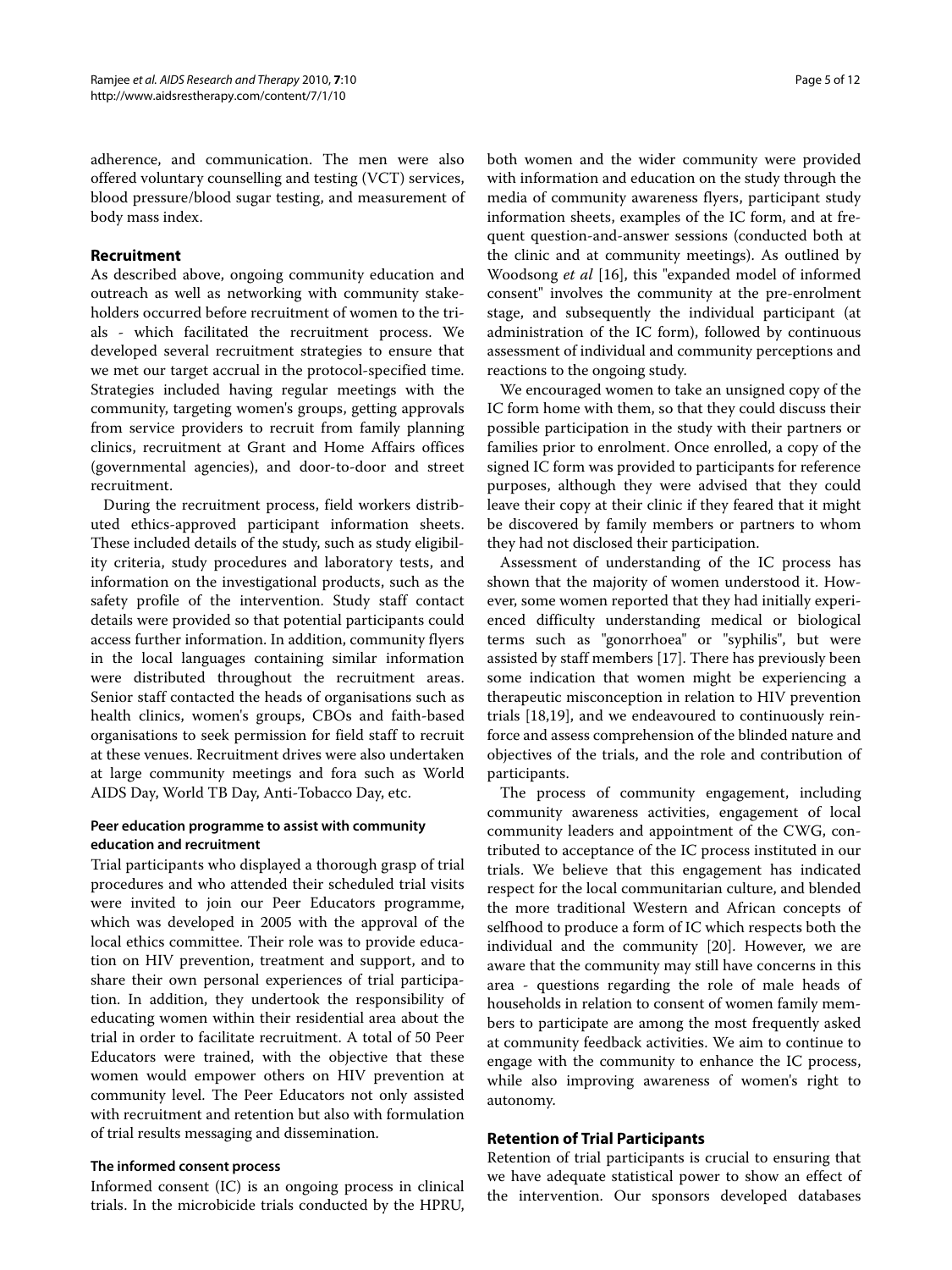adherence, and communication. The men were also offered voluntary counselling and testing (VCT) services, blood pressure/blood sugar testing, and measurement of body mass index.

## Recruitment

As described above, ongoing community education and outreach as well as networking with community stakeholders occurred before recruitment of women to the trials - which facilitated the recruitment process. We developed several recruitment strategies to ensure that we met our target accrual in the protocol-specified time. Strategies included having regular meetings with the community, targeting women's groups, getting approvals from service providers to recruit from family planning clinics, recruitment at Grant and Home Affairs offices (governmental agencies), and door-to-door and street recruitment.

During the recruitment process, field workers distributed ethics-approved participant information sheets. These included details of the study, such as study eligibility criteria, study procedures and laboratory tests, and information on the investigational products, such as the safety profile of the intervention. Study staff contact details were provided so that potential participants could access further information. In addition, community flyers in the local languages containing similar information were distributed throughout the recruitment areas. Senior staff contacted the heads of organisations such as health clinics, women's groups, CBOs and faith-based organisations to seek permission for field staff to recruit at these venues. Recruitment drives were also undertaken at large community meetings and fora such as World AIDS Day, World TB Day, Anti-Tobacco Day, etc.

### Peer education programme to assist with community education and recruitment

Trial participants who displayed a thorough grasp of trial procedures and who attended their scheduled trial visits were invited to join our Peer Educators programme, which was developed in 2005 with the approval of the local ethics committee. Their role was to provide education on HIV prevention, treatment and support, and to share their own personal experiences of trial participation. In addition, they undertook the responsibility of educating women within their residential area about the trial in order to facilitate recruitment. A total of 50 Peer Educators were trained, with the objective that these women would empower others on HIV prevention at community level. The Peer Educators not only assisted with recruitment and retention but also with formulation of trial results messaging and dissemination.

### The informed consent process

Informed consent (IC) is an ongoing process in clinical trials. In the microbicide trials conducted by the HPRU, both women and the wider community were provided with information and education on the study through the media of community awareness flyers, participant study information sheets, examples of the IC form, and at frequent question-and-answer sessions (conducted both at the clinic and at community meetings). As outlined by Woodsong *et al* [16], this "expanded model of informed consent" involves the community at the pre-enrolment stage, and subsequently the individual participant (at administration of the IC form), followed by continuous assessment of individual and community perceptions and reactions to the ongoing study.

We encouraged women to take an unsigned copy of the IC form home with them, so that they could discuss their possible participation in the study with their partners or families prior to enrolment. Once enrolled, a copy of the signed IC form was provided to participants for reference purposes, although they were advised that they could leave their copy at their clinic if they feared that it might be discovered by family members or partners to whom they had not disclosed their participation.

Assessment of understanding of the IC process has shown that the majority of women understood it. However, some women reported that they had initially experienced difficulty understanding medical or biological terms such as "gonorrhoea" or "syphilis", but were assisted by staff members [17]. There has previously been some indication that women might be experiencing a therapeutic misconception in relation to HIV prevention trials [18,19], and we endeavoured to continuously reinforce and assess comprehension of the blinded nature and objectives of the trials, and the role and contribution of participants.

The process of community engagement, including community awareness activities, engagement of local community leaders and appointment of the CWG, contributed to acceptance of the IC process instituted in our trials. We believe that this engagement has indicated respect for the local communitarian culture, and blended the more traditional Western and African concepts of selfhood to produce a form of IC which respects both the individual and the community [20]. However, we are aware that the community may still have concerns in this area - questions regarding the role of male heads of households in relation to consent of women family members to participate are among the most frequently asked at community feedback activities. We aim to continue to engage with the community to enhance the IC process, while also improving awareness of women's right to autonomy.

## Retention of Trial Participants

Retention of trial participants is crucial to ensuring that we have adequate statistical power to show an effect of the intervention. Our sponsors developed databases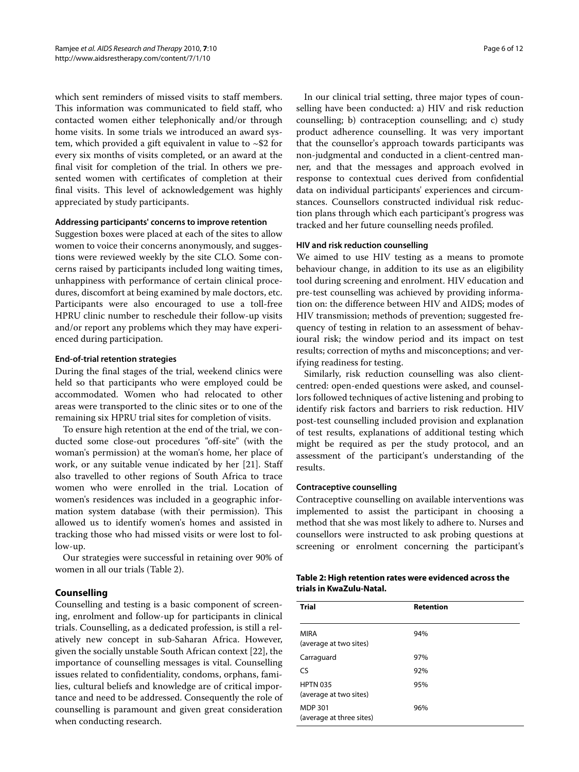which sent reminders of missed visits to staff members. This information was communicated to field staff, who contacted women either telephonically and/or through home visits. In some trials we introduced an award system, which provided a gift equivalent in value to ~$2 for every six months of visits completed, or an award at the final visit for completion of the trial. In others we presented women with certificates of completion at their final visits. This level of acknowledgement was highly appreciated by study participants.

#### Addressing participants' concerns to improve retention

Suggestion boxes were placed at each of the sites to allow women to voice their concerns anonymously, and suggestions were reviewed weekly by the site CLO. Some concerns raised by participants included long waiting times, unhappiness with performance of certain clinical procedures, discomfort at being examined by male doctors, etc. Participants were also encouraged to use a toll-free HPRU clinic number to reschedule their follow-up visits and/or report any problems which they may have experienced during participation.

#### End-of-trial retention strategies

During the final stages of the trial, weekend clinics were held so that participants who were employed could be accommodated. Women who had relocated to other areas were transported to the clinic sites or to one of the remaining six HPRU trial sites for completion of visits.

To ensure high retention at the end of the trial, we conducted some close-out procedures "off-site" (with the woman's permission) at the woman's home, her place of work, or any suitable venue indicated by her [21]. Staff also travelled to other regions of South Africa to trace women who were enrolled in the trial. Location of women's residences was included in a geographic information system database (with their permission). This allowed us to identify women's homes and assisted in tracking those who had missed visits or were lost to follow-up.

Our strategies were successful in retaining over 90% of women in all our trials (Table 2).

### Counselling

Counselling and testing is a basic component of screening, enrolment and follow-up for participants in clinical trials. Counselling, as a dedicated profession, is still a relatively new concept in sub-Saharan Africa. However, given the socially unstable South African context [22], the importance of counselling messages is vital. Counselling issues related to confidentiality, condoms, orphans, families, cultural beliefs and knowledge are of critical importance and need to be addressed. Consequently the role of counselling is paramount and given great consideration when conducting research.

In our clinical trial setting, three major types of counselling have been conducted: a) HIV and risk reduction counselling; b) contraception counselling; and c) study product adherence counselling. It was very important that the counsellor's approach towards participants was non-judgmental and conducted in a client-centred manner, and that the messages and approach evolved in response to contextual cues derived from confidential data on individual participants' experiences and circumstances. Counsellors constructed individual risk reduction plans through which each participant's progress was tracked and her future counselling needs profiled.

#### HIV and risk reduction counselling

We aimed to use HIV testing as a means to promote behaviour change, in addition to its use as an eligibility tool during screening and enrolment. HIV education and pre-test counselling was achieved by providing information on: the difference between HIV and AIDS; modes of HIV transmission; methods of prevention; suggested frequency of testing in relation to an assessment of behavioural risk; the window period and its impact on test results; correction of myths and misconceptions; and verifying readiness for testing.

Similarly, risk reduction counselling was also client-centred: open-ended questions were asked, and counsellors followed techniques of active listening and probing to identify risk factors and barriers to risk reduction. HIV post-test counselling included provision and explanation of test results, explanations of additional testing which might be required as per the study protocol, and an assessment of the participant's understanding of the results.

#### Contraceptive counselling

Contraceptive counselling on available interventions was implemented to assist the participant in choosing a method that she was most likely to adhere to. Nurses and counsellors were instructed to ask probing questions at screening or enrolment concerning the participant's

**Table 2: High retention rates were evidenced across the trials in KwaZulu-Natal.**

| Trial | Retention |
| --- | --- |
| MIRA (average at two sites) | 94% |
| Carraguard | 97% |
| CS | 92% |
| HPTN 035 (average at two sites) | 95% |
| MDP 301 (average at three sites) | 96% |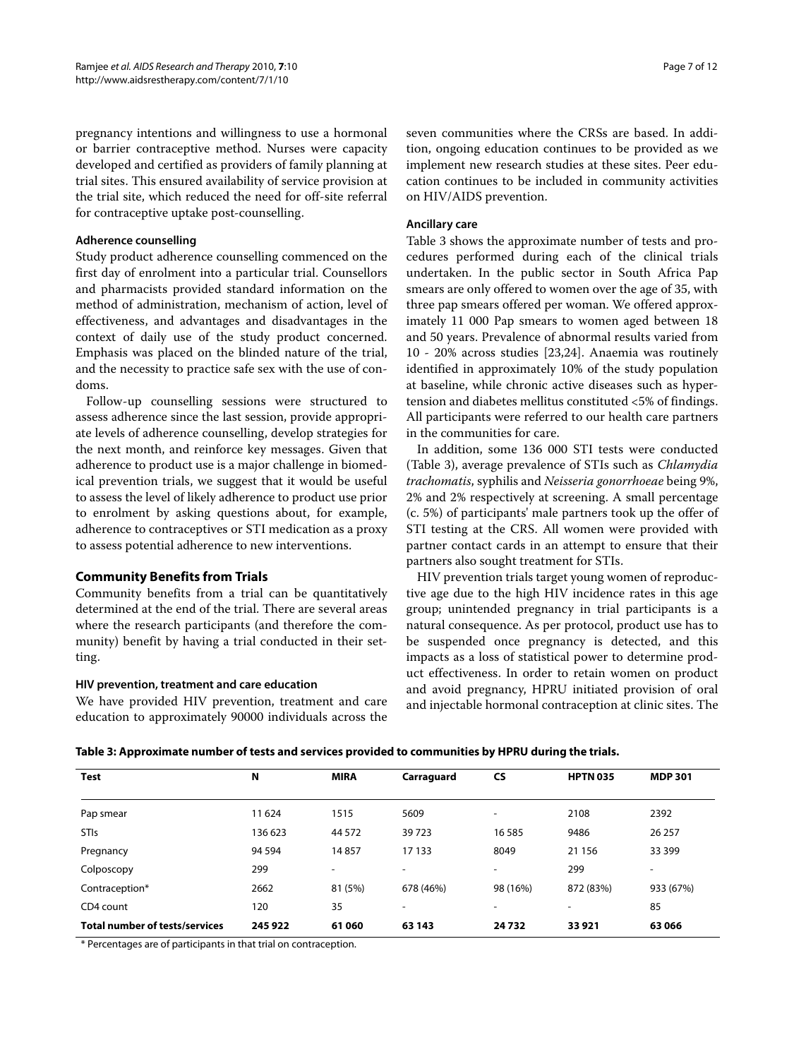pregnancy intentions and willingness to use a hormonal or barrier contraceptive method. Nurses were capacity developed and certified as providers of family planning at trial sites. This ensured availability of service provision at the trial site, which reduced the need for off-site referral for contraceptive uptake post-counselling.

#### Adherence counselling

Study product adherence counselling commenced on the first day of enrolment into a particular trial. Counsellors and pharmacists provided standard information on the method of administration, mechanism of action, level of effectiveness, and advantages and disadvantages in the context of daily use of the study product concerned. Emphasis was placed on the blinded nature of the trial, and the necessity to practice safe sex with the use of condoms.

Follow-up counselling sessions were structured to assess adherence since the last session, provide appropriate levels of adherence counselling, develop strategies for the next month, and reinforce key messages. Given that adherence to product use is a major challenge in biomedical prevention trials, we suggest that it would be useful to assess the level of likely adherence to product use prior to enrolment by asking questions about, for example, adherence to contraceptives or STI medication as a proxy to assess potential adherence to new interventions.

### Community Benefits from Trials

Community benefits from a trial can be quantitatively determined at the end of the trial. There are several areas where the research participants (and therefore the community) benefit by having a trial conducted in their setting.

#### HIV prevention, treatment and care education

We have provided HIV prevention, treatment and care education to approximately 90000 individuals across the seven communities where the CRSs are based. In addition, ongoing education continues to be provided as we implement new research studies at these sites. Peer education continues to be included in community activities on HIV/AIDS prevention.

#### Ancillary care

Table 3 shows the approximate number of tests and procedures performed during each of the clinical trials undertaken. In the public sector in South Africa Pap smears are only offered to women over the age of 35, with three pap smears offered per woman. We offered approximately 11 000 Pap smears to women aged between 18 and 50 years. Prevalence of abnormal results varied from 10 - 20% across studies [23,24]. Anaemia was routinely identified in approximately 10% of the study population at baseline, while chronic active diseases such as hypertension and diabetes mellitus constituted <5% of findings. All participants were referred to our health care partners in the communities for care.

In addition, some 136 000 STI tests were conducted (Table 3), average prevalence of STIs such as *Chlamydia trachomatis*, syphilis and *Neisseria gonorrhoeae* being 9%, 2% and 2% respectively at screening. A small percentage (c. 5%) of participants' male partners took up the offer of STI testing at the CRS. All women were provided with partner contact cards in an attempt to ensure that their partners also sought treatment for STIs.

HIV prevention trials target young women of reproductive age due to the high HIV incidence rates in this age group; unintended pregnancy in trial participants is a natural consequence. As per protocol, product use has to be suspended once pregnancy is detected, and this impacts as a loss of statistical power to determine product effectiveness. In order to retain women on product and avoid pregnancy, HPRU initiated provision of oral and injectable hormonal contraception at clinic sites. The

**Table 3: Approximate number of tests and services provided to communities by HPRU during the trials.**

| Test | N | MIRA | Carraguard | CS | HPTN 035 | MDP 301 |
|---|---|---|---|---|---|---|
| Pap smear | 11 624 | 1515 | 5609 | - | 2108 | 2392 |
| STIs | 136 623 | 44 572 | 39 723 | 16 585 | 9486 | 26 257 |
| Pregnancy | 94 594 | 14 857 | 17 133 | 8049 | 21 156 | 33 399 |
| Colposcopy | 299 | - | - | - | 299 | - |
| Contraception* | 2662 | 81 (5%) | 678 (46%) | 98 (16%) | 872 (83%) | 933 (67%) |
| CD4 count | 120 | 35 | - | - | - | 85 |
| **Total number of tests/services** | **245 922** | **61 060** | **63 143** | **24 732** | **33 921** | **63 066** |

* Percentages are of participants in that trial on contraception.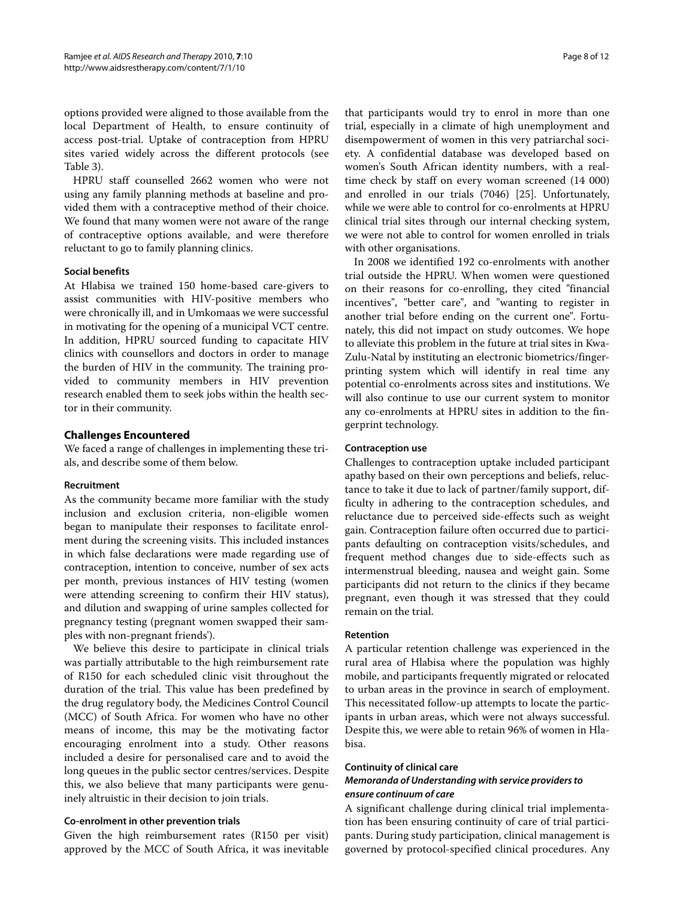options provided were aligned to those available from the local Department of Health, to ensure continuity of access post-trial. Uptake of contraception from HPRU sites varied widely across the different protocols (see Table 3).

HPRU staff counselled 2662 women who were not using any family planning methods at baseline and provided them with a contraceptive method of their choice. We found that many women were not aware of the range of contraceptive options available, and were therefore reluctant to go to family planning clinics.

### Social benefits

At Hlabisa we trained 150 home-based care-givers to assist communities with HIV-positive members who were chronically ill, and in Umkomaas we were successful in motivating for the opening of a municipal VCT centre. In addition, HPRU sourced funding to capacitate HIV clinics with counsellors and doctors in order to manage the burden of HIV in the community. The training provided to community members in HIV prevention research enabled them to seek jobs within the health sector in their community.

## Challenges Encountered

We faced a range of challenges in implementing these trials, and describe some of them below.

### Recruitment

As the community became more familiar with the study inclusion and exclusion criteria, non-eligible women began to manipulate their responses to facilitate enrolment during the screening visits. This included instances in which false declarations were made regarding use of contraception, intention to conceive, number of sex acts per month, previous instances of HIV testing (women were attending screening to confirm their HIV status), and dilution and swapping of urine samples collected for pregnancy testing (pregnant women swapped their samples with non-pregnant friends').

We believe this desire to participate in clinical trials was partially attributable to the high reimbursement rate of R150 for each scheduled clinic visit throughout the duration of the trial. This value has been predefined by the drug regulatory body, the Medicines Control Council (MCC) of South Africa. For women who have no other means of income, this may be the motivating factor encouraging enrolment into a study. Other reasons included a desire for personalised care and to avoid the long queues in the public sector centres/services. Despite this, we also believe that many participants were genuinely altruistic in their decision to join trials.

### Co-enrolment in other prevention trials

Given the high reimbursement rates (R150 per visit) approved by the MCC of South Africa, it was inevitable that participants would try to enrol in more than one trial, especially in a climate of high unemployment and disempowerment of women in this very patriarchal society. A confidential database was developed based on women's South African identity numbers, with a real-time check by staff on every woman screened (14 000) and enrolled in our trials (7046) [25]. Unfortunately, while we were able to control for co-enrolments at HPRU clinical trial sites through our internal checking system, we were not able to control for women enrolled in trials with other organisations.

In 2008 we identified 192 co-enrolments with another trial outside the HPRU. When women were questioned on their reasons for co-enrolling, they cited "financial incentives", "better care", and "wanting to register in another trial before ending on the current one". Fortunately, this did not impact on study outcomes. We hope to alleviate this problem in the future at trial sites in KwaZulu-Natal by instituting an electronic biometrics/fingerprinting system which will identify in real time any potential co-enrolments across sites and institutions. We will also continue to use our current system to monitor any co-enrolments at HPRU sites in addition to the fingerprint technology.

### Contraception use

Challenges to contraception uptake included participant apathy based on their own perceptions and beliefs, reluctance to take it due to lack of partner/family support, difficulty in adhering to the contraception schedules, and reluctance due to perceived side-effects such as weight gain. Contraception failure often occurred due to participants defaulting on contraception visits/schedules, and frequent method changes due to side-effects such as intermenstrual bleeding, nausea and weight gain. Some participants did not return to the clinics if they became pregnant, even though it was stressed that they could remain on the trial.

### Retention

A particular retention challenge was experienced in the rural area of Hlabisa where the population was highly mobile, and participants frequently migrated or relocated to urban areas in the province in search of employment. This necessitated follow-up attempts to locate the participants in urban areas, which were not always successful. Despite this, we were able to retain 96% of women in Hlabisa.

### Continuity of clinical care

#### *Memoranda of Understanding with service providers to ensure continuum of care*

A significant challenge during clinical trial implementation has been ensuring continuity of care of trial participants. During study participation, clinical management is governed by protocol-specified clinical procedures. Any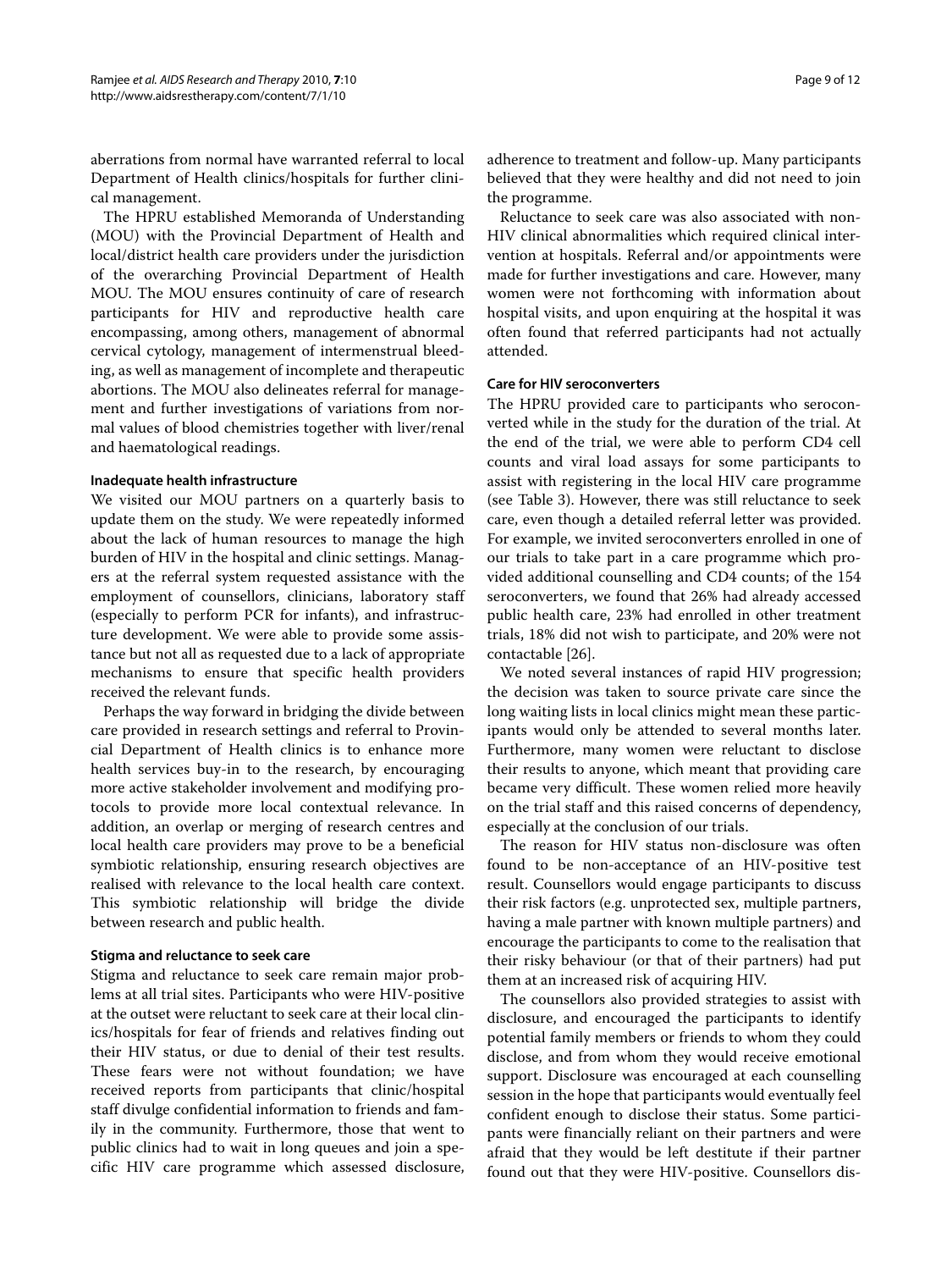aberrations from normal have warranted referral to local Department of Health clinics/hospitals for further clinical management.

The HPRU established Memoranda of Understanding (MOU) with the Provincial Department of Health and local/district health care providers under the jurisdiction of the overarching Provincial Department of Health MOU. The MOU ensures continuity of care of research participants for HIV and reproductive health care encompassing, among others, management of abnormal cervical cytology, management of intermenstrual bleeding, as well as management of incomplete and therapeutic abortions. The MOU also delineates referral for management and further investigations of variations from normal values of blood chemistries together with liver/renal and haematological readings.

### Inadequate health infrastructure

We visited our MOU partners on a quarterly basis to update them on the study. We were repeatedly informed about the lack of human resources to manage the high burden of HIV in the hospital and clinic settings. Managers at the referral system requested assistance with the employment of counsellors, clinicians, laboratory staff (especially to perform PCR for infants), and infrastructure development. We were able to provide some assistance but not all as requested due to a lack of appropriate mechanisms to ensure that specific health providers received the relevant funds.

Perhaps the way forward in bridging the divide between care provided in research settings and referral to Provincial Department of Health clinics is to enhance more health services buy-in to the research, by encouraging more active stakeholder involvement and modifying protocols to provide more local contextual relevance. In addition, an overlap or merging of research centres and local health care providers may prove to be a beneficial symbiotic relationship, ensuring research objectives are realised with relevance to the local health care context. This symbiotic relationship will bridge the divide between research and public health.

### Stigma and reluctance to seek care

Stigma and reluctance to seek care remain major problems at all trial sites. Participants who were HIV-positive at the outset were reluctant to seek care at their local clinics/hospitals for fear of friends and relatives finding out their HIV status, or due to denial of their test results. These fears were not without foundation; we have received reports from participants that clinic/hospital staff divulge confidential information to friends and family in the community. Furthermore, those that went to public clinics had to wait in long queues and join a specific HIV care programme which assessed disclosure, adherence to treatment and follow-up. Many participants believed that they were healthy and did not need to join the programme.

Reluctance to seek care was also associated with non-HIV clinical abnormalities which required clinical intervention at hospitals. Referral and/or appointments were made for further investigations and care. However, many women were not forthcoming with information about hospital visits, and upon enquiring at the hospital it was often found that referred participants had not actually attended.

### Care for HIV seroconverters

The HPRU provided care to participants who seroconverted while in the study for the duration of the trial. At the end of the trial, we were able to perform CD4 cell counts and viral load assays for some participants to assist with registering in the local HIV care programme (see Table 3). However, there was still reluctance to seek care, even though a detailed referral letter was provided. For example, we invited seroconverters enrolled in one of our trials to take part in a care programme which provided additional counselling and CD4 counts; of the 154 seroconverters, we found that 26% had already accessed public health care, 23% had enrolled in other treatment trials, 18% did not wish to participate, and 20% were not contactable [26].

We noted several instances of rapid HIV progression; the decision was taken to source private care since the long waiting lists in local clinics might mean these participants would only be attended to several months later. Furthermore, many women were reluctant to disclose their results to anyone, which meant that providing care became very difficult. These women relied more heavily on the trial staff and this raised concerns of dependency, especially at the conclusion of our trials.

The reason for HIV status non-disclosure was often found to be non-acceptance of an HIV-positive test result. Counsellors would engage participants to discuss their risk factors (e.g. unprotected sex, multiple partners, having a male partner with known multiple partners) and encourage the participants to come to the realisation that their risky behaviour (or that of their partners) had put them at an increased risk of acquiring HIV.

The counsellors also provided strategies to assist with disclosure, and encouraged the participants to identify potential family members or friends to whom they could disclose, and from whom they would receive emotional support. Disclosure was encouraged at each counselling session in the hope that participants would eventually feel confident enough to disclose their status. Some participants were financially reliant on their partners and were afraid that they would be left destitute if their partner found out that they were HIV-positive. Counsellors dis-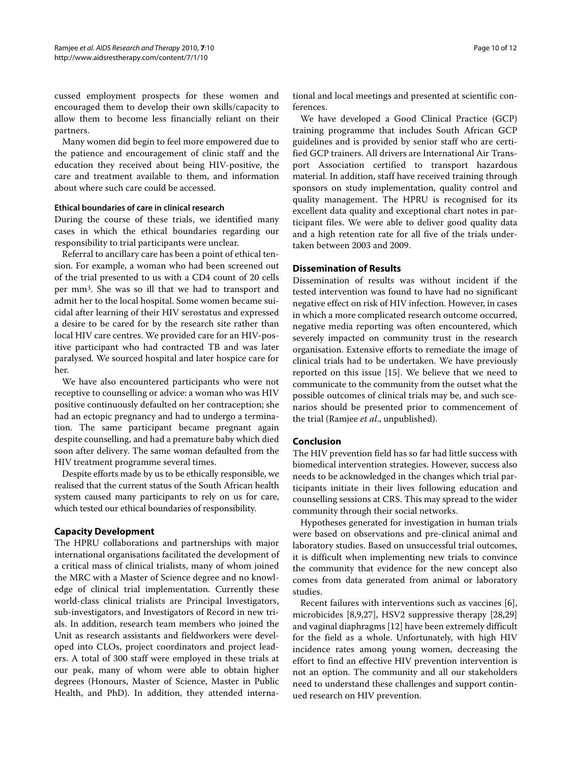cussed employment prospects for these women and encouraged them to develop their own skills/capacity to allow them to become less financially reliant on their partners.

Many women did begin to feel more empowered due to the patience and encouragement of clinic staff and the education they received about being HIV-positive, the care and treatment available to them, and information about where such care could be accessed.

#### Ethical boundaries of care in clinical research

During the course of these trials, we identified many cases in which the ethical boundaries regarding our responsibility to trial participants were unclear.

Referral to ancillary care has been a point of ethical tension. For example, a woman who had been screened out of the trial presented to us with a CD4 count of 20 cells per $mm^3$. She was so ill that we had to transport and admit her to the local hospital. Some women became suicidal after learning of their HIV serostatus and expressed a desire to be cared for by the research site rather than local HIV care centres. We provided care for an HIV-positive participant who had contracted TB and was later paralysed. We sourced hospital and later hospice care for her.

We have also encountered participants who were not receptive to counselling or advice: a woman who was HIV positive continuously defaulted on her contraception; she had an ectopic pregnancy and had to undergo a termination. The same participant became pregnant again despite counselling, and had a premature baby which died soon after delivery. The same woman defaulted from the HIV treatment programme several times.

Despite efforts made by us to be ethically responsible, we realised that the current status of the South African health system caused many participants to rely on us for care, which tested our ethical boundaries of responsibility.

### Capacity Development

The HPRU collaborations and partnerships with major international organisations facilitated the development of a critical mass of clinical trialists, many of whom joined the MRC with a Master of Science degree and no knowledge of clinical trial implementation. Currently these world-class clinical trialists are Principal Investigators, sub-investigators, and Investigators of Record in new trials. In addition, research team members who joined the Unit as research assistants and fieldworkers were developed into CLOs, project coordinators and project leaders. A total of 300 staff were employed in these trials at our peak, many of whom were able to obtain higher degrees (Honours, Master of Science, Master in Public Health, and PhD). In addition, they attended international and local meetings and presented at scientific conferences.

We have developed a Good Clinical Practice (GCP) training programme that includes South African GCP guidelines and is provided by senior staff who are certified GCP trainers. All drivers are International Air Transport Association certified to transport hazardous material. In addition, staff have received training through sponsors on study implementation, quality control and quality management. The HPRU is recognised for its excellent data quality and exceptional chart notes in participant files. We were able to deliver good quality data and a high retention rate for all five of the trials undertaken between 2003 and 2009.

### Dissemination of Results

Dissemination of results was without incident if the tested intervention was found to have had no significant negative effect on risk of HIV infection. However, in cases in which a more complicated research outcome occurred, negative media reporting was often encountered, which severely impacted on community trust in the research organisation. Extensive efforts to remediate the image of clinical trials had to be undertaken. We have previously reported on this issue [15]. We believe that we need to communicate to the community from the outset what the possible outcomes of clinical trials may be, and such scenarios should be presented prior to commencement of the trial (Ramjee *et al*., unpublished).

### Conclusion

The HIV prevention field has so far had little success with biomedical intervention strategies. However, success also needs to be acknowledged in the changes which trial participants initiate in their lives following education and counselling sessions at CRS. This may spread to the wider community through their social networks.

Hypotheses generated for investigation in human trials were based on observations and pre-clinical animal and laboratory studies. Based on unsuccessful trial outcomes, it is difficult when implementing new trials to convince the community that evidence for the new concept also comes from data generated from animal or laboratory studies.

Recent failures with interventions such as vaccines [6], microbicides [8,9,27], HSV2 suppressive therapy [28,29] and vaginal diaphragms [12] have been extremely difficult for the field as a whole. Unfortunately, with high HIV incidence rates among young women, decreasing the effort to find an effective HIV prevention intervention is not an option. The community and all our stakeholders need to understand these challenges and support continued research on HIV prevention.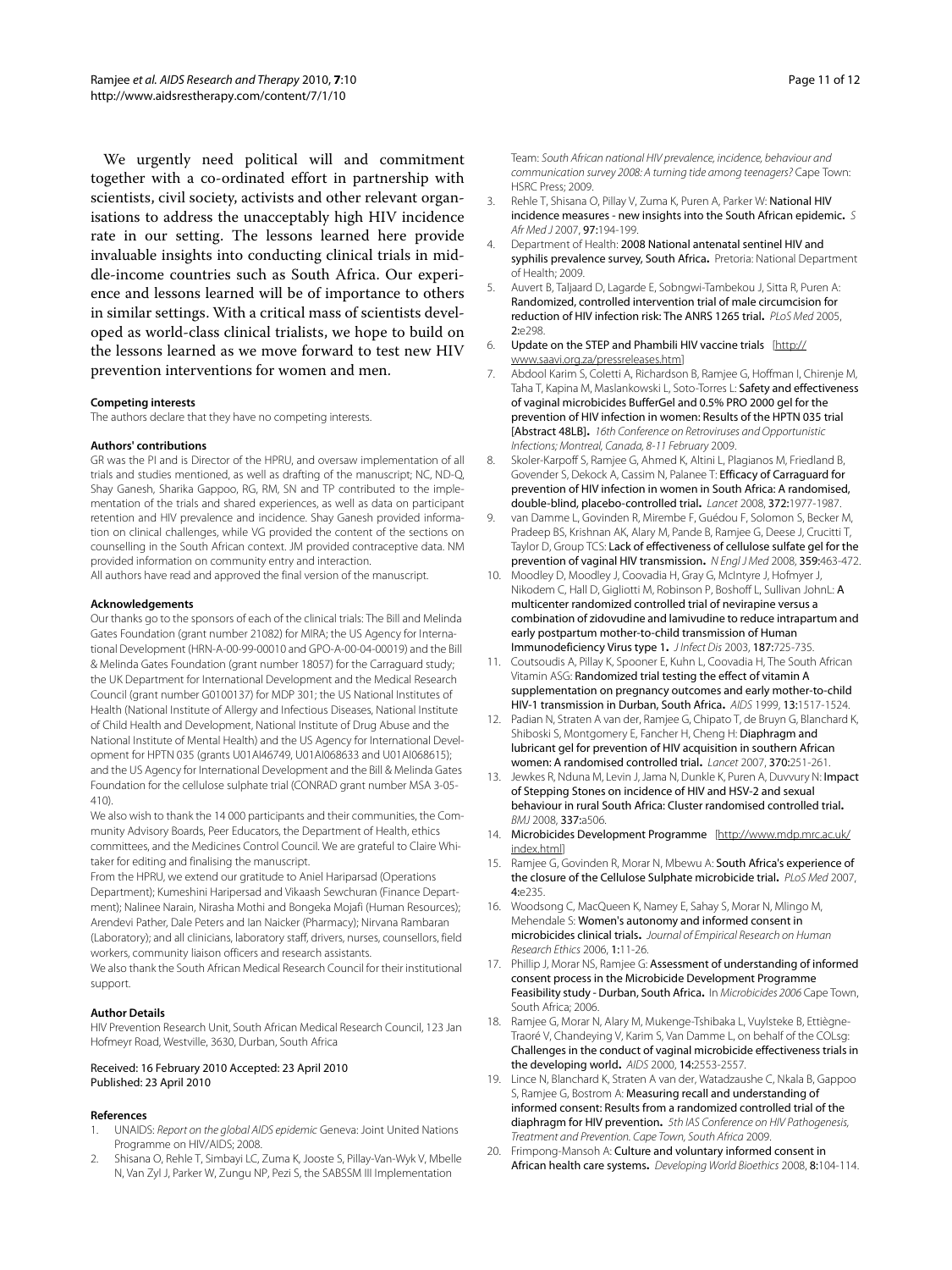We urgently need political will and commitment together with a co-ordinated effort in partnership with scientists, civil society, activists and other relevant organisations to address the unacceptably high HIV incidence rate in our setting. The lessons learned here provide invaluable insights into conducting clinical trials in middle-income countries such as South Africa. Our experience and lessons learned will be of importance to others in similar settings. With a critical mass of scientists developed as world-class clinical trialists, we hope to build on the lessons learned as we move forward to test new HIV prevention interventions for women and men.

#### Competing interests

The authors declare that they have no competing interests.

#### Authors' contributions

GR was the PI and is Director of the HPRU, and oversaw implementation of all trials and studies mentioned, as well as drafting of the manuscript; NC, ND-Q, Shay Ganesh, Sharika Gappoo, RG, RM, SN and TP contributed to the implementation of the trials and shared experiences, as well as data on participant retention and HIV prevalence and incidence. Shay Ganesh provided information on clinical challenges, while VG provided the content of the sections on counselling in the South African context. JM provided contraceptive data. NM provided information on community entry and interaction.

All authors have read and approved the final version of the manuscript.

#### Acknowledgements

Our thanks go to the sponsors of each of the clinical trials: The Bill and Melinda Gates Foundation (grant number 21082) for MIRA; the US Agency for International Development (HRN-A-00-99-00010 and GPO-A-00-04-00019) and the Bill & Melinda Gates Foundation (grant number 18057) for the Carraguard study; the UK Department for International Development and the Medical Research Council (grant number G0100137) for MDP 301; the US National Institutes of Health (National Institute of Allergy and Infectious Diseases, National Institute of Child Health and Development, National Institute of Drug Abuse and the National Institute of Mental Health) and the US Agency for International Development for HPTN 035 (grants U01AI46749, U01AI068633 and U01AI068615); and the US Agency for International Development and the Bill & Melinda Gates Foundation for the cellulose sulphate trial (CONRAD grant number MSA 3-05-410).

We also wish to thank the 14 000 participants and their communities, the Community Advisory Boards, Peer Educators, the Department of Health, ethics committees, and the Medicines Control Council. We are grateful to Claire Whitaker for editing and finalising the manuscript.

From the HPRU, we extend our gratitude to Aniel Hariparsad (Operations Department); Kumeshini Haripersad and Vikaash Sewchuran (Finance Department); Nalinee Narain, Nirasha Mothi and Bongeka Mojafi (Human Resources); Arendevi Pather, Dale Peters and Ian Naicker (Pharmacy); Nirvana Rambaran (Laboratory); and all clinicians, laboratory staff, drivers, nurses, counsellors, field workers, community liaison officers and research assistants.

We also thank the South African Medical Research Council for their institutional support.

#### Author Details

HIV Prevention Research Unit, South African Medical Research Council, 123 Jan Hofmeyr Road, Westville, 3630, Durban, South Africa

Received: 16 February 2010 Accepted: 23 April 2010
Published: 23 April 2010

#### References

1. UNAIDS: *Report on the global AIDS epidemic* Geneva: Joint United Nations Programme on HIV/AIDS; 2008.
2. Shisana O, Rehle T, Simbayi LC, Zuma K, Jooste S, Pillay-Van-Wyk V, Mbelle N, Van Zyl J, Parker W, Zungu NP, Pezi S, the SABSSM III Implementation Team: *South African national HIV prevalence, incidence, behaviour and communication survey 2008: A turning tide among teenagers?* Cape Town: HSRC Press; 2009.
3. Rehle T, Shisana O, Pillay V, Zuma K, Puren A, Parker W: **National HIV incidence measures - new insights into the South African epidemic.** *S Afr Med J* 2007, **97**:194-199.
4. Department of Health: **2008 National antenatal sentinel HIV and syphilis prevalence survey, South Africa.** Pretoria: National Department of Health; 2009.
5. Auvert B, Taljaard D, Lagarde E, Sobngwi-Tambekou J, Sitta R, Puren A: **Randomized, controlled intervention trial of male circumcision for reduction of HIV infection risk: The ANRS 1265 trial.** *PLoS Med* 2005, **2**:e298.
6. **Update on the STEP and Phambili HIV vaccine trials** [http://www.saavi.org.za/pressreleases.htm]
7. Abdool Karim S, Coletti A, Richardson B, Ramjee G, Hoffman I, Chirenje M, Taha T, Kapina M, Maslankowski L, Soto-Torres L: **Safety and effectiveness of vaginal microbicides BufferGel and 0.5% PRO 2000 gel for the prevention of HIV infection in women: Results of the HPTN 035 trial [Abstract 48LB].** *16th Conference on Retroviruses and Opportunistic Infections; Montreal, Canada, 8-11 February* 2009.
8. Skoler-Karpoff S, Ramjee G, Ahmed K, Altini L, Plagianos M, Friedland B, Govender S, Dekock A, Cassim N, Palanee T: **Efficacy of Carraguard for prevention of HIV infection in women in South Africa: A randomised, double-blind, placebo-controlled trial.** *Lancet* 2008, **372**:1977-1987.
9. van Damme L, Govinden R, Mirembe F, Guédou F, Solomon S, Becker M, Pradeep BS, Krishnan AK, Alary M, Pande B, Ramjee G, Deese J, Crucitti T, Taylor D, Group TCS: **Lack of effectiveness of cellulose sulfate gel for the prevention of vaginal HIV transmission.** *N Engl J Med* 2008, **359**:463-472.
10. Moodley D, Moodley J, Coovadia H, Gray G, McIntyre J, Hofmyer J, Nikodem C, Hall D, Gigliotti M, Robinson P, Boshoff L, Sullivan JohnL: **A multicenter randomized controlled trial of nevirapine versus a combination of zidovudine and lamivudine to reduce intrapartum and early postpartum mother-to-child transmission of Human Immunodeficiency Virus type 1.** *J Infect Dis* 2003, **187**:725-735.
11. Coutsoudis A, Pillay K, Spooner E, Kuhn L, Coovadia H, The South African Vitamin ASG: **Randomized trial testing the effect of vitamin A supplementation on pregnancy outcomes and early mother-to-child HIV-1 transmission in Durban, South Africa.** *AIDS* 1999, **13**:1517-1524.
12. Padian N, Straten A van der, Ramjee G, Chipato T, de Bruyn G, Blanchard K, Shiboski S, Montgomery E, Fancher H, Cheng H: **Diaphragm and lubricant gel for prevention of HIV acquisition in southern African women: A randomised controlled trial.** *Lancet* 2007, **370**:251-261.
13. Jewkes R, Nduna M, Levin J, Jama N, Dunkle K, Puren A, Duvvury N: **Impact of Stepping Stones on incidence of HIV and HSV-2 and sexual behaviour in rural South Africa: Cluster randomised controlled trial.** *BMJ* 2008, **337**:a506.
14. **Microbicides Development Programme** [http://www.mdp.mrc.ac.uk/index.html]
15. Ramjee G, Govinden R, Morar N, Mbewu A: **South Africa's experience of the closure of the Cellulose Sulphate microbicide trial.** *PLoS Med* 2007, **4**:e235.
16. Woodsong C, MacQueen K, Namey E, Sahay S, Morar N, Mlingo M, Mehendale S: **Women's autonomy and informed consent in microbicides clinical trials.** *Journal of Empirical Research on Human Research Ethics* 2006, **1**:11-26.
17. Phillip J, Morar NS, Ramjee G: **Assessment of understanding of informed consent process in the Microbicide Development Programme Feasibility study - Durban, South Africa.** In *Microbicides 2006* Cape Town, South Africa; 2006.
18. Ramjee G, Morar N, Alary M, Mukenge-Tshibaka L, Vuylsteke B, Ettiègne-Traoré V, Chandeying V, Karim S, Van Damme L, on behalf of the COLsg: **Challenges in the conduct of vaginal microbicide effectiveness trials in the developing world.** *AIDS* 2000, **14**:2553-2557.
19. Lince N, Blanchard K, Straten A van der, Watadzaushe C, Nkala B, Gappoo S, Ramjee G, Bostrom A: **Measuring recall and understanding of informed consent: Results from a randomized controlled trial of the diaphragm for HIV prevention.** *5th IAS Conference on HIV Pathogenesis, Treatment and Prevention. Cape Town, South Africa* 2009.
20. Frimpong-Mansoh A: **Culture and voluntary informed consent in African health care systems.** *Developing World Bioethics* 2008, **8**:104-114.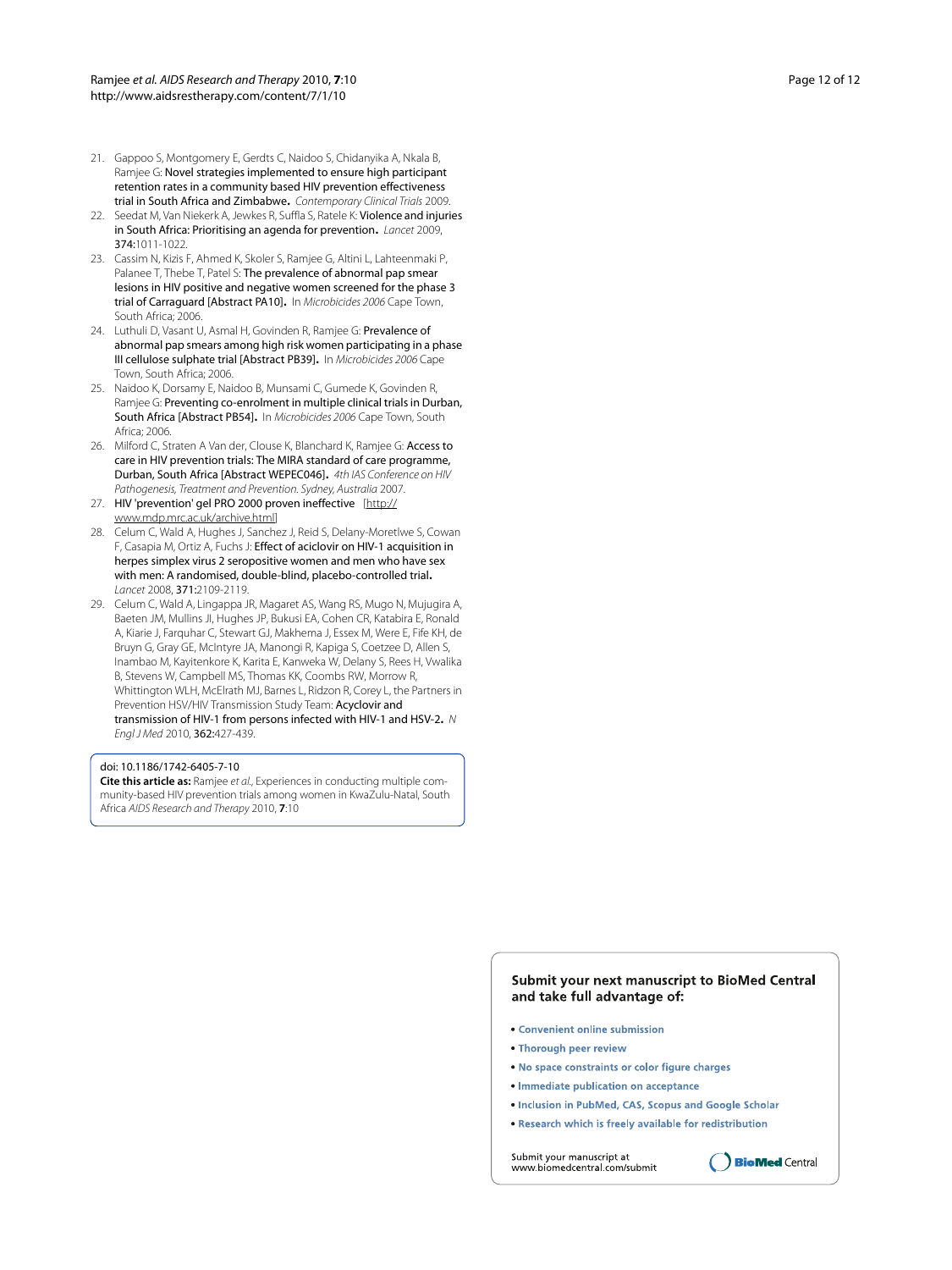21. Gappoo S, Montgomery E, Gerdts C, Naidoo S, Chidanyika A, Nkala B, Ramjee G: **Novel strategies implemented to ensure high participant retention rates in a community based HIV prevention effectiveness trial in South Africa and Zimbabwe.** *Contemporary Clinical Trials* 2009.
22. Seedat M, Van Niekerk A, Jewkes R, Suffla S, Ratele K: **Violence and injuries in South Africa: Prioritising an agenda for prevention.** *Lancet* 2009, **374**:1011-1022.
23. Cassim N, Kizis F, Ahmed K, Skoler S, Ramjee G, Altini L, Lahteenmaki P, Palanee T, Thebe T, Patel S: **The prevalence of abnormal pap smear lesions in HIV positive and negative women screened for the phase 3 trial of Carraguard [Abstract PA10].** In *Microbicides 2006* Cape Town, South Africa; 2006.
24. Luthuli D, Vasant U, Asmal H, Govinden R, Ramjee G: **Prevalence of abnormal pap smears among high risk women participating in a phase III cellulose sulphate trial [Abstract PB39].** In *Microbicides 2006* Cape Town, South Africa; 2006.
25. Naidoo K, Dorsamy E, Naidoo B, Munsami C, Gumede K, Govinden R, Ramjee G: **Preventing co-enrolment in multiple clinical trials in Durban, South Africa [Abstract PB54].** In *Microbicides 2006* Cape Town, South Africa; 2006.
26. Milford C, Straten A Van der, Clouse K, Blanchard K, Ramjee G: **Access to care in HIV prevention trials: The MIRA standard of care programme, Durban, South Africa [Abstract WEPEC046].** *4th IAS Conference on HIV Pathogenesis, Treatment and Prevention. Sydney, Australia* 2007.
27. **HIV 'prevention' gel PRO 2000 proven ineffective** [http://www.mdp.mrc.ac.uk/archive.html]
28. Celum C, Wald A, Hughes J, Sanchez J, Reid S, Delany-Moretlwe S, Cowan F, Casapia M, Ortiz A, Fuchs J: **Effect of aciclovir on HIV-1 acquisition in herpes simplex virus 2 seropositive women and men who have sex with men: A randomised, double-blind, placebo-controlled trial.** *Lancet* 2008, **371**:2109-2119.
29. Celum C, Wald A, Lingappa JR, Magaret AS, Wang RS, Mugo N, Mujugira A, Baeten JM, Mullins JI, Hughes JP, Bukusi EA, Cohen CR, Katabira E, Ronald A, Kiarie J, Farquhar C, Stewart GJ, Makhema J, Essex M, Were E, Fife KH, de Bruyn G, Gray GE, McIntyre JA, Manongi R, Kapiga S, Coetzee D, Allen S, Inambao M, Kayitenkore K, Karita E, Kanweka W, Delany S, Rees H, Vwalika B, Stevens W, Campbell MS, Thomas KK, Coombs RW, Morrow R, Whittington WLH, McElrath MJ, Barnes L, Ridzon R, Corey L, the Partners in Prevention HSV/HIV Transmission Study Team: **Acyclovir and transmission of HIV-1 from persons infected with HIV-1 and HSV-2.** *N Engl J Med* 2010, **362**:427-439.

doi: 10.1186/1742-6405-7-10
**Cite this article as:** Ramjee *et al.*, Experiences in conducting multiple community-based HIV prevention trials among women in KwaZulu-Natal, South Africa *AIDS Research and Therapy* 2010, **7**:10

**Submit your next manuscript to BioMed Central and take full advantage of:**

- Convenient online submission
- Thorough peer review
- No space constraints or color figure charges
- Immediate publication on acceptance
- Inclusion in PubMed, CAS, Scopus and Google Scholar
- Research which is freely available for redistribution

Submit your manuscript at www.biomedcentral.com/submit

BioMed Central